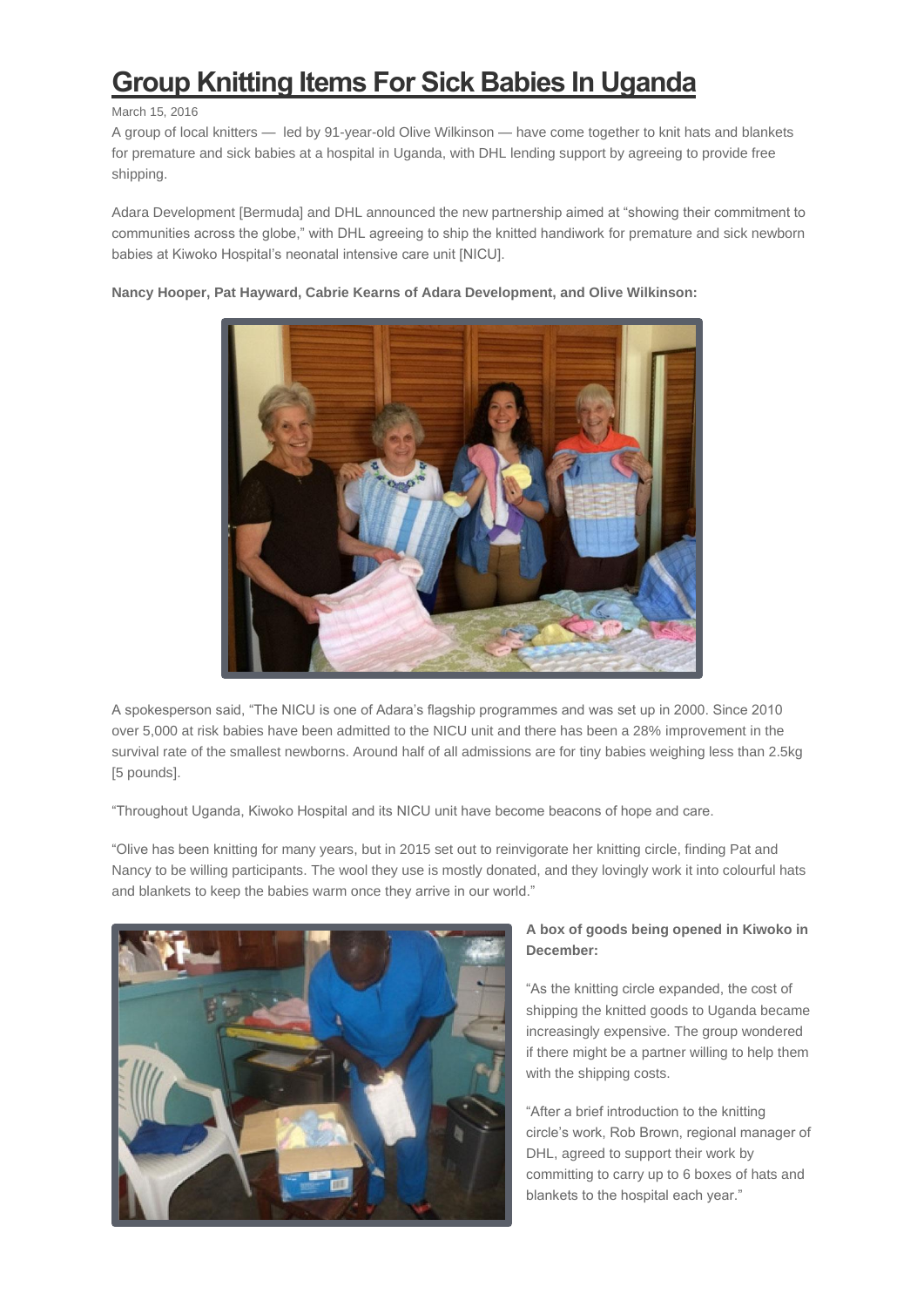# Group Knitting Items For Sick Babies In Uganda

March 15, 2016

A group of local knitters — led by 91-year-old Olive Wilkinson — have come together to knit hats and blankets for premature and sick babies at a hospital in Uganda, with DHL lending support by agreeing to provide free shipping.

Adara Development [Bermuda] and DHL announced the new partnership aimed at "showing their commitment to communities across the globe," with DHL agreeing to ship the knitted handiwork for premature and sick newborn babies at Kiwoko Hospital's neonatal intensive care unit [NICU].

**Nancy Hooper, Pat Hayward, Cabrie Kearns of Adara Development, and Olive Wilkinson:**

A spokesperson said, "The NICU is one of Adara's flagship programmes and was set up in 2000. Since 2010 over 5,000 at risk babies have been admitted to the NICU unit and there has been a 28% improvement in the survival rate of the smallest newborns. Around half of all admissions are for tiny babies weighing less than 2.5kg [5 pounds].

"Throughout Uganda, Kiwoko Hospital and its NICU unit have become beacons of hope and care.

"Olive has been knitting for many years, but in 2015 set out to reinvigorate her knitting circle, finding Pat and Nancy to be willing participants. The wool they use is mostly donated, and they lovingly work it into colourful hats and blankets to keep the babies warm once they arrive in our world."

**A box of goods being opened in Kiwoko in December:**

"As the knitting circle expanded, the cost of shipping the knitted goods to Uganda became increasingly expensive. The group wondered if there might be a partner willing to help them with the shipping costs.

"After a brief introduction to the knitting circle's work, Rob Brown, regional manager of DHL, agreed to support their work by committing to carry up to 6 boxes of hats and blankets to the hospital each year."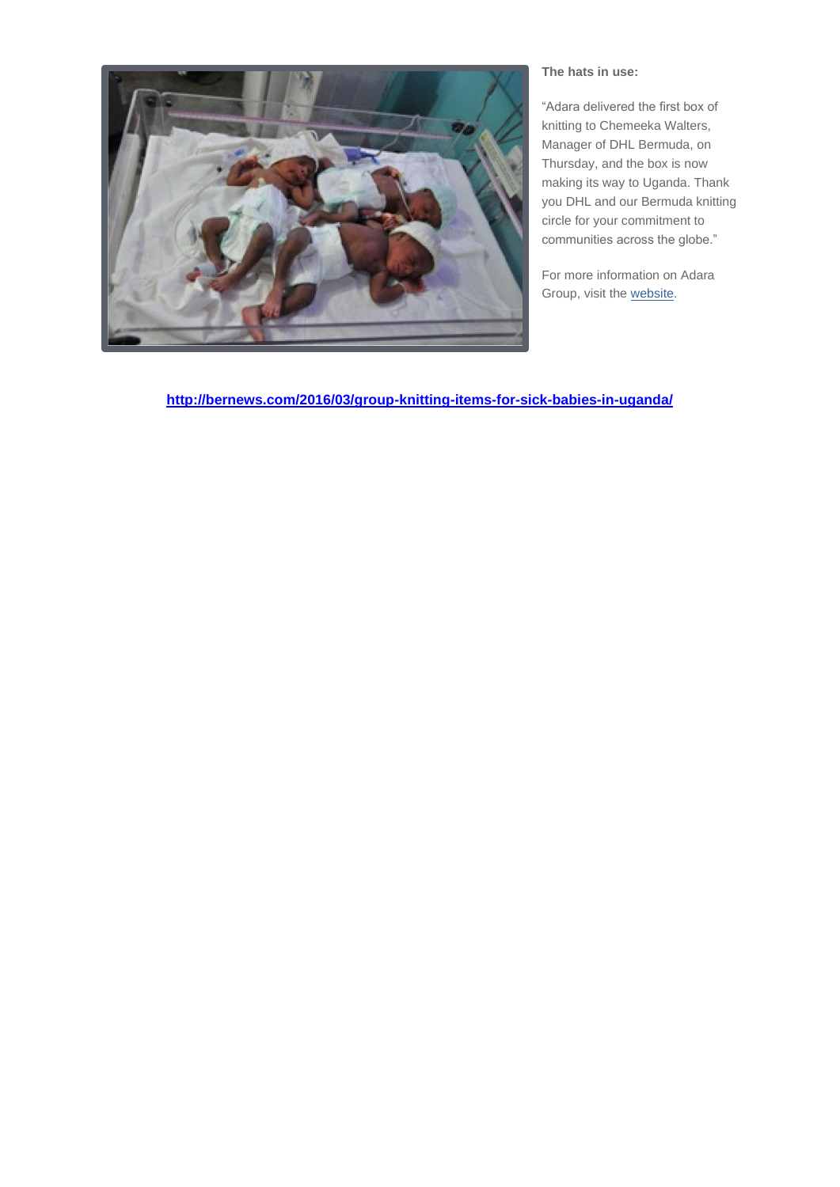**The hats in use:**

"Adara delivered the first box of knitting to Chemeeka Walters, Manager of DHL Bermuda, on Thursday, and the box is now making its way to Uganda. Thank you DHL and our Bermuda knitting circle for your commitment to communities across the globe."

For more information on Adara Group, visit the website.

**http://bernews.com/2016/03/group-knitting-items-for-sick-babies-in-uganda/**